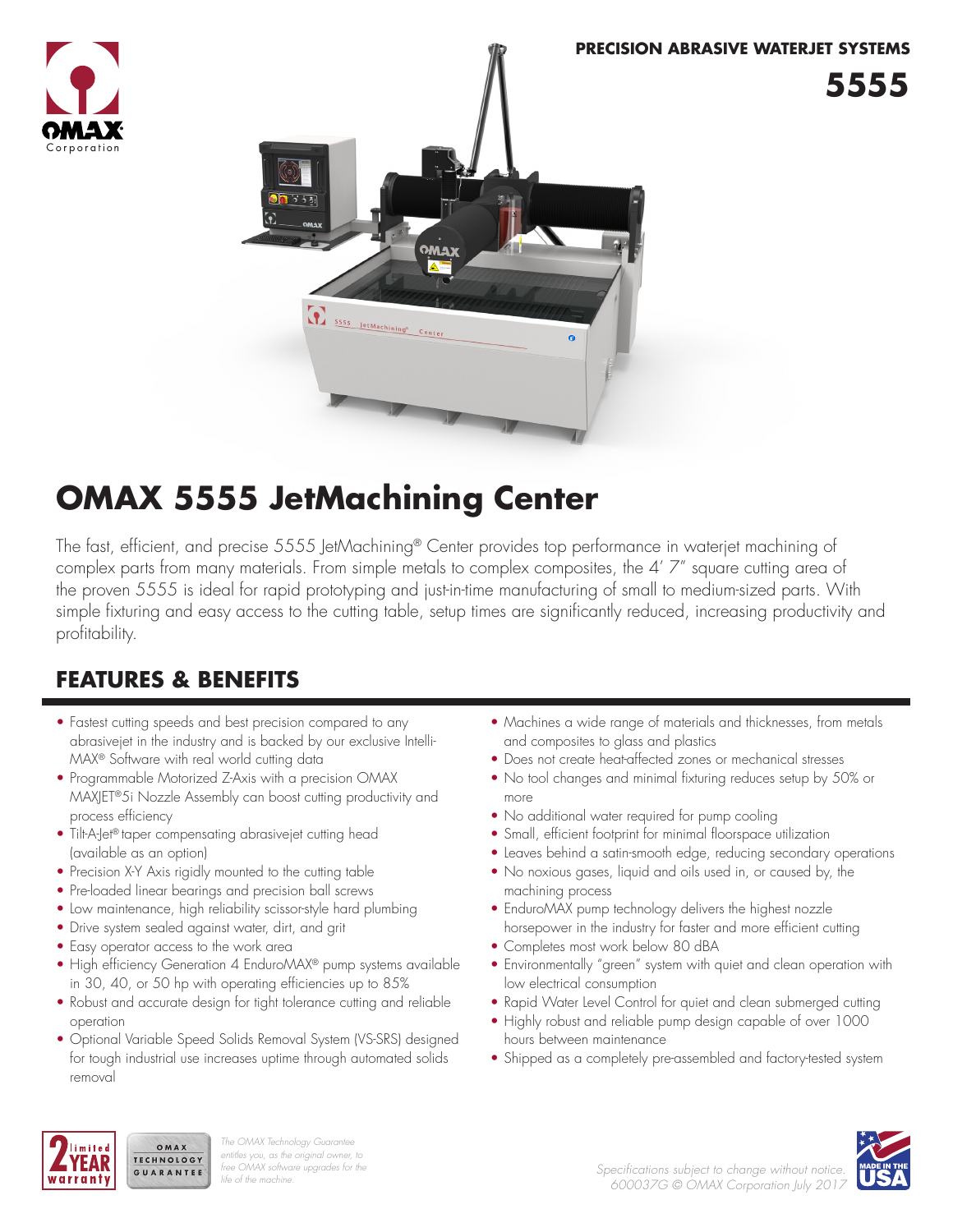**PRECISION ABRASIVE WATERJET SYSTEMS**

**5555**

# OMAX 5555 JetMachining Center

The fast, efficient, and precise 5555 JetMachining® Center provides top performance in waterjet machining of complex parts from many materials. From simple metals to complex composites, the 4' 7" square cutting area of the proven 5555 is ideal for rapid prototyping and just-in-time manufacturing of small to medium-sized parts. With simple fixturing and easy access to the cutting table, setup times are significantly reduced, increasing productivity and profitability.

## FEATURES & BENEFITS

- Fastest cutting speeds and best precision compared to any abrasivejet in the industry and is backed by our exclusive Intelli-MAX® Software with real world cutting data
- Programmable Motorized Z-Axis with a precision OMAX MAXJET®5i Nozzle Assembly can boost cutting productivity and process efficiency
- Tilt-A-Jet® taper compensating abrasivejet cutting head (available as an option)
- Precision X-Y Axis rigidly mounted to the cutting table
- Pre-loaded linear bearings and precision ball screws
- Low maintenance, high reliability scissor-style hard plumbing
- Drive system sealed against water, dirt, and grit
- Easy operator access to the work area
- High efficiency Generation 4 EnduroMAX® pump systems available in 30, 40, or 50 hp with operating efficiencies up to 85%
- Robust and accurate design for tight tolerance cutting and reliable operation
- Optional Variable Speed Solids Removal System (VS-SRS) designed for tough industrial use increases uptime through automated solids removal
- Machines a wide range of materials and thicknesses, from metals and composites to glass and plastics
- Does not create heat-affected zones or mechanical stresses
- No tool changes and minimal fixturing reduces setup by 50% or more
- No additional water required for pump cooling
- Small, efficient footprint for minimal floorspace utilization
- Leaves behind a satin-smooth edge, reducing secondary operations
- No noxious gases, liquid and oils used in, or caused by, the machining process
- EnduroMAX pump technology delivers the highest nozzle horsepower in the industry for faster and more efficient cutting
- Completes most work below 80 dBA
- Environmentally "green" system with quiet and clean operation with low electrical consumption
- Rapid Water Level Control for quiet and clean submerged cutting
- Highly robust and reliable pump design capable of over 1000 hours between maintenance
- Shipped as a completely pre-assembled and factory-tested system

*The OMAX Technology Guarantee entitles you, as the original owner, to free OMAX software upgrades for the life of the machine.*

*Specifications subject to change without notice.*
*600037G © OMAX Corporation July 2017*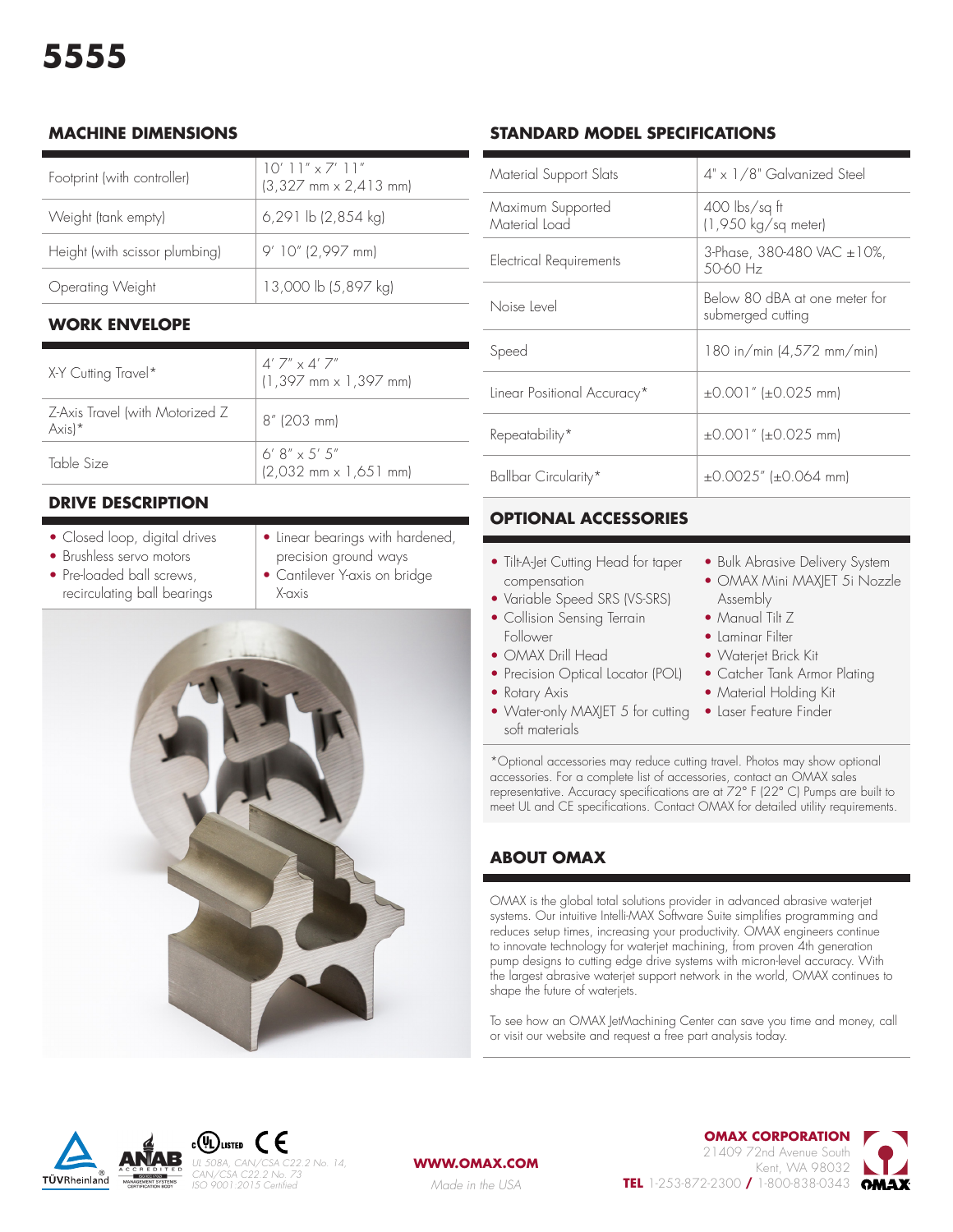# 5555

## MACHINE DIMENSIONS

| | |
|---|---|
| Footprint (with controller) | 10′ 11″ x 7′ 11″ (3,327 mm x 2,413 mm) |
| Weight (tank empty) | 6,291 lb (2,854 kg) |
| Height (with scissor plumbing) | 9′ 10″ (2,997 mm) |
| Operating Weight | 13,000 lb (5,897 kg) |

## WORK ENVELOPE

| | |
|---|---|
| X-Y Cutting Travel* | 4′ 7″ x 4′ 7″ (1,397 mm x 1,397 mm) |
| Z-Axis Travel (with Motorized Z Axis)* | 8″ (203 mm) |
| Table Size | 6′ 8″ x 5′ 5″ (2,032 mm x 1,651 mm) |

## DRIVE DESCRIPTION

- Closed loop, digital drives
- Brushless servo motors
- Pre-loaded ball screws, recirculating ball bearings
- Linear bearings with hardened, precision ground ways
- Cantilever Y-axis on bridge X-axis

## STANDARD MODEL SPECIFICATIONS

| | |
|---|---|
| Material Support Slats | 4″ x 1/8″ Galvanized Steel |
| Maximum Supported Material Load | 400 lbs/sq ft (1,950 kg/sq meter) |
| Electrical Requirements | 3-Phase, 380-480 VAC ±10%, 50-60 Hz |
| Noise Level | Below 80 dBA at one meter for submerged cutting |
| Speed | 180 in/min (4,572 mm/min) |
| Linear Positional Accuracy* | ±0.001″ (±0.025 mm) |
| Repeatability* | ±0.001″ (±0.025 mm) |
| Ballbar Circularity* | ±0.0025″ (±0.064 mm) |

## OPTIONAL ACCESSORIES

- Tilt-A-Jet Cutting Head for taper compensation
- Variable Speed SRS (VS-SRS)
- Collision Sensing Terrain Follower
- OMAX Drill Head
- Precision Optical Locator (POL)
- Rotary Axis
- Water-only MAXJET 5 for cutting soft materials
- Bulk Abrasive Delivery System
- OMAX Mini MAXJET 5i Nozzle Assembly
- Manual Tilt Z
- Laminar Filter
- Waterjet Brick Kit
- Catcher Tank Armor Plating
- Material Holding Kit
- Laser Feature Finder

*Optional accessories may reduce cutting travel. Photos may show optional accessories. For a complete list of accessories, contact an OMAX sales representative. Accuracy specifications are at 72° F (22° C) Pumps are built to meet UL and CE specifications. Contact OMAX for detailed utility requirements.

## ABOUT OMAX

OMAX is the global total solutions provider in advanced abrasive waterjet systems. Our intuitive Intelli-MAX Software Suite simplifies programming and reduces setup times, increasing your productivity. OMAX engineers continue to innovate technology for waterjet machining, from proven 4th generation pump designs to cutting edge drive systems with micron-level accuracy. With the largest abrasive waterjet support network in the world, OMAX continues to shape the future of waterjets.

To see how an OMAX JetMachining Center can save you time and money, call or visit our website and request a free part analysis today.

*UL 508A, CAN/CSA C22.2 No. 14, CAN/CSA C22.2 No. 73*
*ISO 9001:2015 Certified*

**WWW.OMAX.COM**

*Made in the USA*

**OMAX CORPORATION**
21409 72nd Avenue South
Kent, WA 98032
**TEL** 1-253-872-2300 / 1-800-838-0343